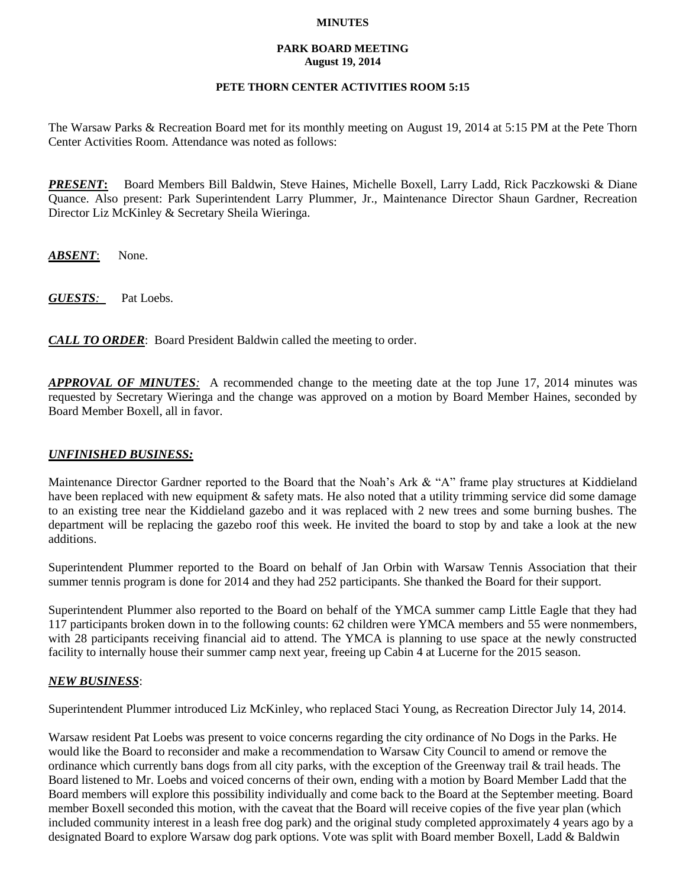**MINUTES**

**PARK BOARD MEETING**
**August 19, 2014**

**PETE THORN CENTER ACTIVITIES ROOM 5:15**

The Warsaw Parks & Recreation Board met for its monthly meeting on August 19, 2014 at 5:15 PM at the Pete Thorn Center Activities Room. Attendance was noted as follows:

***PRESENT*:** Board Members Bill Baldwin, Steve Haines, Michelle Boxell, Larry Ladd, Rick Paczkowski & Diane Quance. Also present: Park Superintendent Larry Plummer, Jr., Maintenance Director Shaun Gardner, Recreation Director Liz McKinley & Secretary Sheila Wieringa.

***ABSENT***: None.

***GUESTS:*** Pat Loebs.

***CALL TO ORDER***: Board President Baldwin called the meeting to order.

***APPROVAL OF MINUTES:*** A recommended change to the meeting date at the top June 17, 2014 minutes was requested by Secretary Wieringa and the change was approved on a motion by Board Member Haines, seconded by Board Member Boxell, all in favor.

***UNFINISHED BUSINESS:***

Maintenance Director Gardner reported to the Board that the Noah's Ark & "A" frame play structures at Kiddieland have been replaced with new equipment & safety mats. He also noted that a utility trimming service did some damage to an existing tree near the Kiddieland gazebo and it was replaced with 2 new trees and some burning bushes. The department will be replacing the gazebo roof this week. He invited the board to stop by and take a look at the new additions.

Superintendent Plummer reported to the Board on behalf of Jan Orbin with Warsaw Tennis Association that their summer tennis program is done for 2014 and they had 252 participants. She thanked the Board for their support.

Superintendent Plummer also reported to the Board on behalf of the YMCA summer camp Little Eagle that they had 117 participants broken down in to the following counts: 62 children were YMCA members and 55 were nonmembers, with 28 participants receiving financial aid to attend. The YMCA is planning to use space at the newly constructed facility to internally house their summer camp next year, freeing up Cabin 4 at Lucerne for the 2015 season.

***NEW BUSINESS***:

Superintendent Plummer introduced Liz McKinley, who replaced Staci Young, as Recreation Director July 14, 2014.

Warsaw resident Pat Loebs was present to voice concerns regarding the city ordinance of No Dogs in the Parks. He would like the Board to reconsider and make a recommendation to Warsaw City Council to amend or remove the ordinance which currently bans dogs from all city parks, with the exception of the Greenway trail & trail heads. The Board listened to Mr. Loebs and voiced concerns of their own, ending with a motion by Board Member Ladd that the Board members will explore this possibility individually and come back to the Board at the September meeting. Board member Boxell seconded this motion, with the caveat that the Board will receive copies of the five year plan (which included community interest in a leash free dog park) and the original study completed approximately 4 years ago by a designated Board to explore Warsaw dog park options. Vote was split with Board member Boxell, Ladd & Baldwin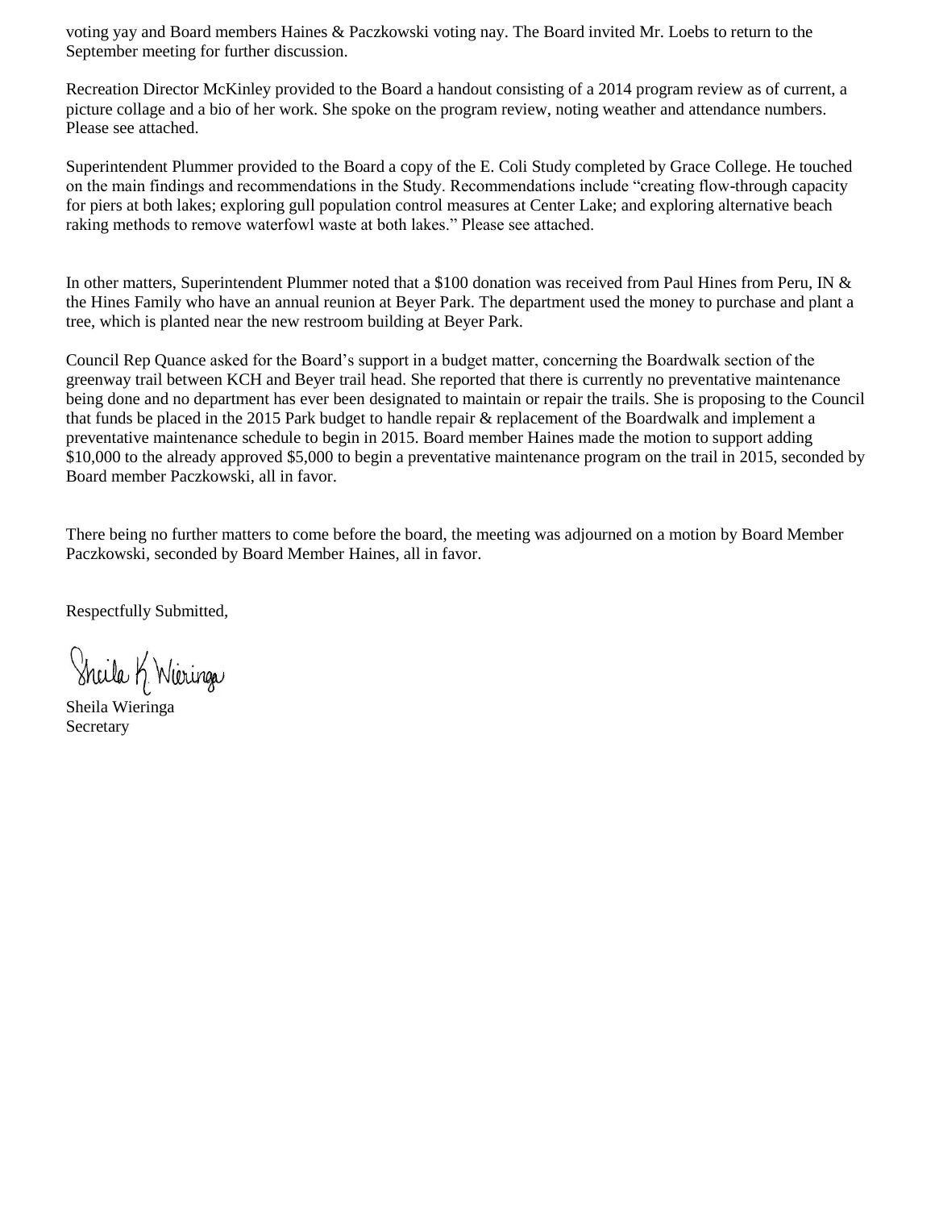voting yay and Board members Haines & Paczkowski voting nay. The Board invited Mr. Loebs to return to the September meeting for further discussion.

Recreation Director McKinley provided to the Board a handout consisting of a 2014 program review as of current, a picture collage and a bio of her work. She spoke on the program review, noting weather and attendance numbers. Please see attached.

Superintendent Plummer provided to the Board a copy of the E. Coli Study completed by Grace College. He touched on the main findings and recommendations in the Study. Recommendations include "creating flow-through capacity for piers at both lakes; exploring gull population control measures at Center Lake; and exploring alternative beach raking methods to remove waterfowl waste at both lakes." Please see attached.

In other matters, Superintendent Plummer noted that a $100 donation was received from Paul Hines from Peru, IN & the Hines Family who have an annual reunion at Beyer Park. The department used the money to purchase and plant a tree, which is planted near the new restroom building at Beyer Park.

Council Rep Quance asked for the Board's support in a budget matter, concerning the Boardwalk section of the greenway trail between KCH and Beyer trail head. She reported that there is currently no preventative maintenance being done and no department has ever been designated to maintain or repair the trails. She is proposing to the Council that funds be placed in the 2015 Park budget to handle repair & replacement of the Boardwalk and implement a preventative maintenance schedule to begin in 2015. Board member Haines made the motion to support adding $10,000 to the already approved $5,000 to begin a preventative maintenance program on the trail in 2015, seconded by Board member Paczkowski, all in favor.

There being no further matters to come before the board, the meeting was adjourned on a motion by Board Member Paczkowski, seconded by Board Member Haines, all in favor.

Respectfully Submitted,

Sheila K. Wieringa

Sheila Wieringa
Secretary